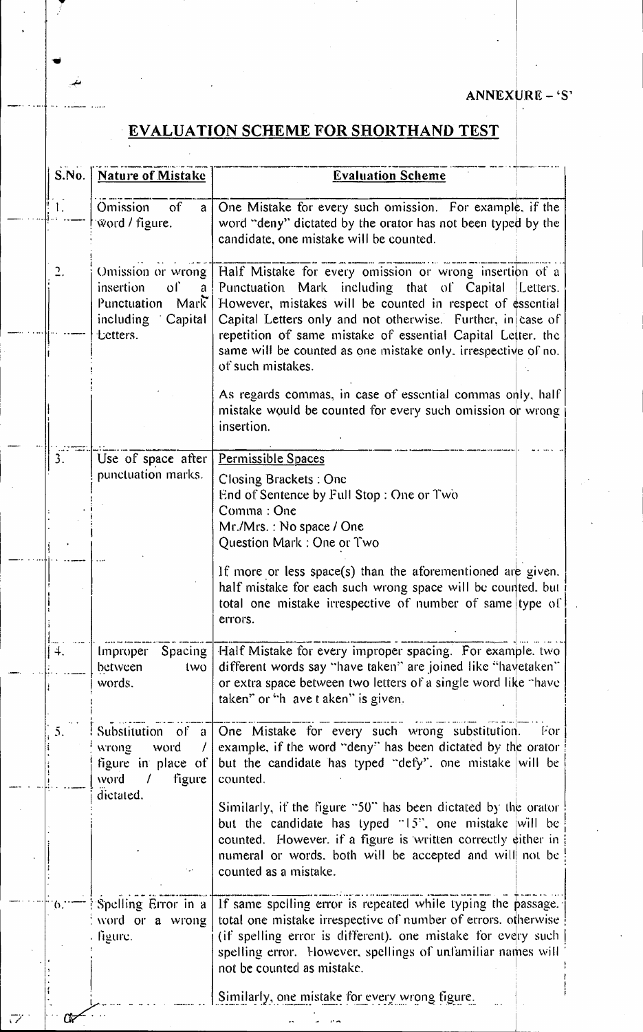ANNEXURE – 'S'

# EVALUATION SCHEME FOR SHORTHAND TEST

| S.No. | Nature of Mistake | Evaluation Scheme |
|---|---|---|
| 1. | Omission of a word / figure. | One Mistake for every such omission. For example, if the word "deny" dictated by the orator has not been typed by the candidate, one mistake will be counted. |
| 2. | Omission or wrong insertion of a Punctuation Mark including Capital Letters. | Half Mistake for every omission or wrong insertion of a Punctuation Mark including that of Capital Letters. However, mistakes will be counted in respect of essential Capital Letters only and not otherwise. Further, in case of repetition of same mistake of essential Capital Letter, the same will be counted as one mistake only, irrespective of no. of such mistakes.<br><br>As regards commas, in case of essential commas only, half mistake would be counted for every such omission or wrong insertion. |
| 3. | Use of space after punctuation marks. | Permissible Spaces<br>Closing Brackets : One<br>End of Sentence by Full Stop : One or Two<br>Comma : One<br>Mr./Mrs. : No space / One<br>Question Mark : One or Two<br><br>If more or less space(s) than the aforementioned are given, half mistake for each such wrong space will be counted, but total one mistake irrespective of number of same type of errors. |
| 4. | Improper Spacing between two words. | Half Mistake for every improper spacing. For example, two different words say "have taken" are joined like "havetaken" or extra space between two letters of a single word like "have taken" or "h ave t aken" is given. |
| 5. | Substitution of a wrong word / figure in place of word / figure dictated. | One Mistake for every such wrong substitution. For example, if the word "deny" has been dictated by the orator but the candidate has typed "defy", one mistake will be counted.<br><br>Similarly, if the figure "50" has been dictated by the orator but the candidate has typed "15", one mistake will be counted. However, if a figure is written correctly either in numeral or words, both will be accepted and will not be counted as a mistake. |
| 6. | Spelling Error in a word or a wrong figure. | If same spelling error is repeated while typing the passage, total one mistake irrespective of number of errors, otherwise (if spelling error is different), one mistake for every such spelling error. However, spellings of unfamiliar names will not be counted as mistake.<br><br>Similarly, one mistake for every wrong figure. |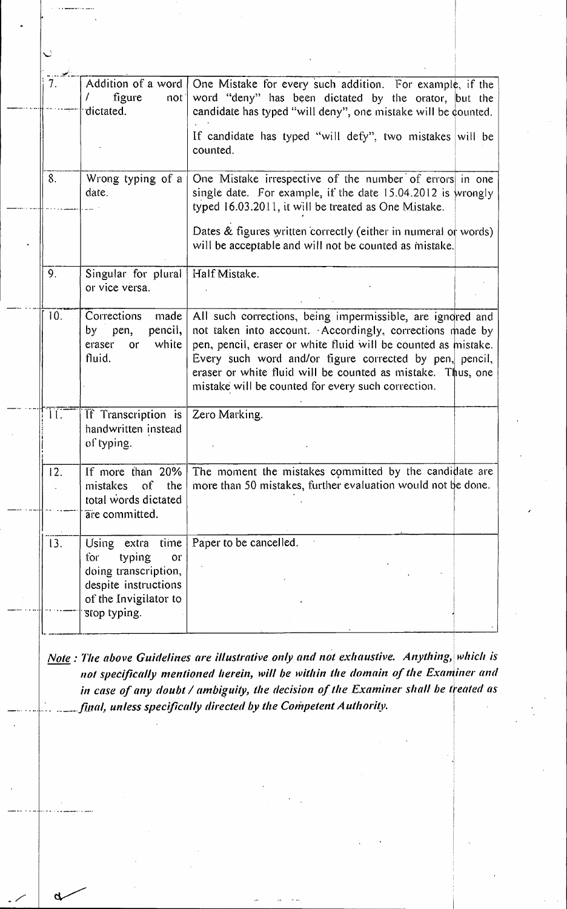| | | |
|---|---|---|
| 7. | Addition of a word / figure not dictated. | One Mistake for every such addition. For example, if the word "deny" has been dictated by the orator, but the candidate has typed "will deny", one mistake will be counted.<br><br>If candidate has typed "will defy", two mistakes will be counted. |
| 8. | Wrong typing of a date. | One Mistake irrespective of the number of errors in one single date. For example, if the date 15.04.2012 is wrongly typed 16.03.2011, it will be treated as One Mistake.<br><br>Dates & figures written correctly (either in numeral or words) will be acceptable and will not be counted as mistake. |
| 9. | Singular for plural or vice versa. | Half Mistake. |
| 10. | Corrections made by pen, pencil, eraser or white fluid. | All such corrections, being impermissible, are ignored and not taken into account. Accordingly, corrections made by pen, pencil, eraser or white fluid will be counted as mistake. Every such word and/or figure corrected by pen, pencil, eraser or white fluid will be counted as mistake. Thus, one mistake will be counted for every such correction. |
| 11. | If Transcription is handwritten instead of typing. | Zero Marking. |
| 12. | If more than 20% mistakes of the total words dictated are committed. | The moment the mistakes committed by the candidate are more than 50 mistakes, further evaluation would not be done. |
| 13. | Using extra time for typing or doing transcription, despite instructions of the Invigilator to stop typing. | Paper to be cancelled. |

***Note** : The above Guidelines are illustrative only and not exhaustive. Anything, which is not specifically mentioned herein, will be within the domain of the Examiner and in case of any doubt / ambiguity, the decision of the Examiner shall be treated as final, unless specifically directed by the Competent Authority.*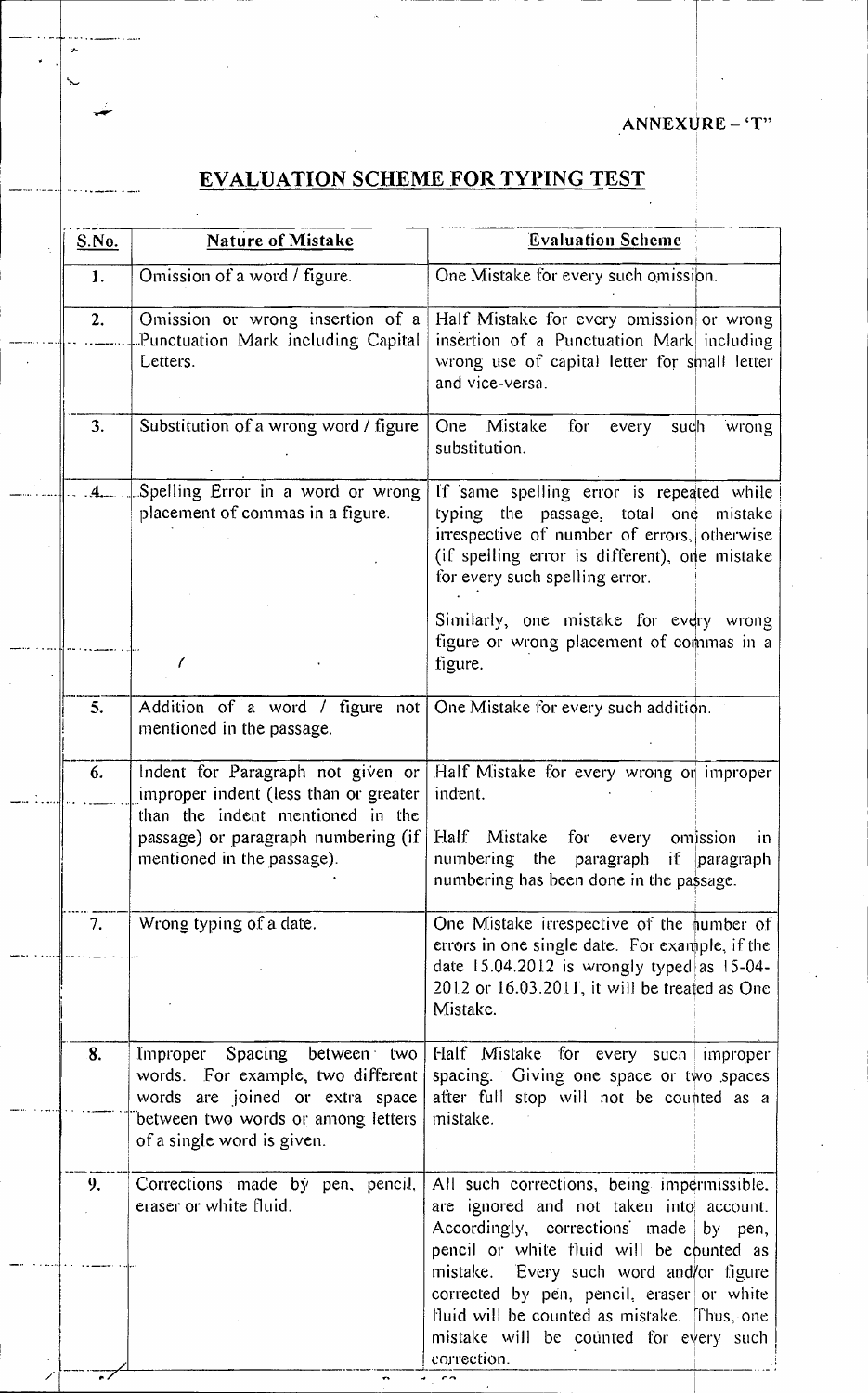ANNEXURE – 'T"

# EVALUATION SCHEME FOR TYPING TEST

| S.No. | Nature of Mistake | Evaluation Scheme |
|---|---|---|
| 1. | Omission of a word / figure. | One Mistake for every such omission. |
| 2. | Omission or wrong insertion of a Punctuation Mark including Capital Letters. | Half Mistake for every omission or wrong insertion of a Punctuation Mark including wrong use of capital letter for small letter and vice-versa. |
| 3. | Substitution of a wrong word / figure | One Mistake for every such wrong substitution. |
| 4. | Spelling Error in a word or wrong placement of commas in a figure. | If same spelling error is repeated while typing the passage, total one mistake irrespective of number of errors, otherwise (if spelling error is different), one mistake for every such spelling error.<br><br>Similarly, one mistake for every wrong figure or wrong placement of commas in a figure. |
| 5. | Addition of a word / figure not mentioned in the passage. | One Mistake for every such addition. |
| 6. | Indent for Paragraph not given or improper indent (less than or greater than the indent mentioned in the passage) or paragraph numbering (if mentioned in the passage). | Half Mistake for every wrong or improper indent.<br><br>Half Mistake for every omission in numbering the paragraph if paragraph numbering has been done in the passage. |
| 7. | Wrong typing of a date. | One Mistake irrespective of the number of errors in one single date. For example, if the date 15.04.2012 is wrongly typed as 15-04-2012 or 16.03.2011, it will be treated as One Mistake. |
| 8. | Improper Spacing between two words. For example, two different words are joined or extra space between two words or among letters of a single word is given. | Half Mistake for every such improper spacing. Giving one space or two spaces after full stop will not be counted as a mistake. |
| 9. | Corrections made by pen, pencil, eraser or white fluid. | All such corrections, being impermissible, are ignored and not taken into account. Accordingly, corrections made by pen, pencil or white fluid will be counted as mistake. Every such word and/or figure corrected by pen, pencil, eraser or white fluid will be counted as mistake. Thus, one mistake will be counted for every such correction. |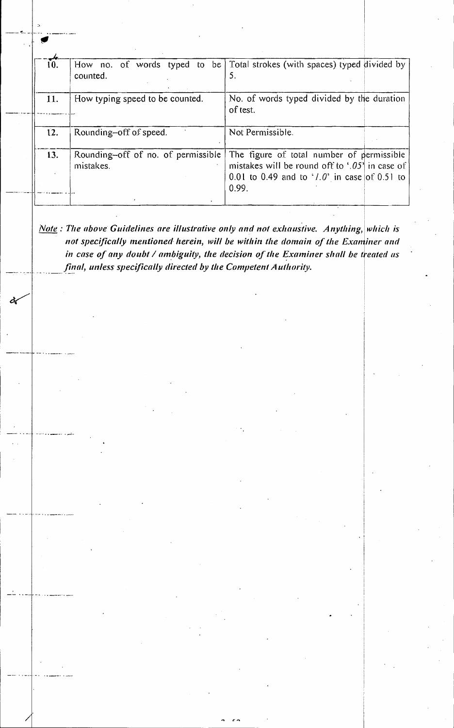| | | |
|---|---|---|
| 10. | How no. of words typed to be counted. | Total strokes (with spaces) typed divided by 5. |
| 11. | How typing speed to be counted. | No. of words typed divided by the duration of test. |
| 12. | Rounding–off of speed. | Not Permissible. |
| 13. | Rounding–off of no. of permissible mistakes. | The figure of total number of permissible mistakes will be round off to '*.05*' in case of 0.01 to 0.49 and to '*1.0*' in case of 0.51 to 0.99. |

***Note** : The above Guidelines are illustrative only and not exhaustive. Anything, which is not specifically mentioned herein, will be within the domain of the Examiner and in case of any doubt / ambiguity, the decision of the Examiner shall be treated as final, unless specifically directed by the Competent Authority.*